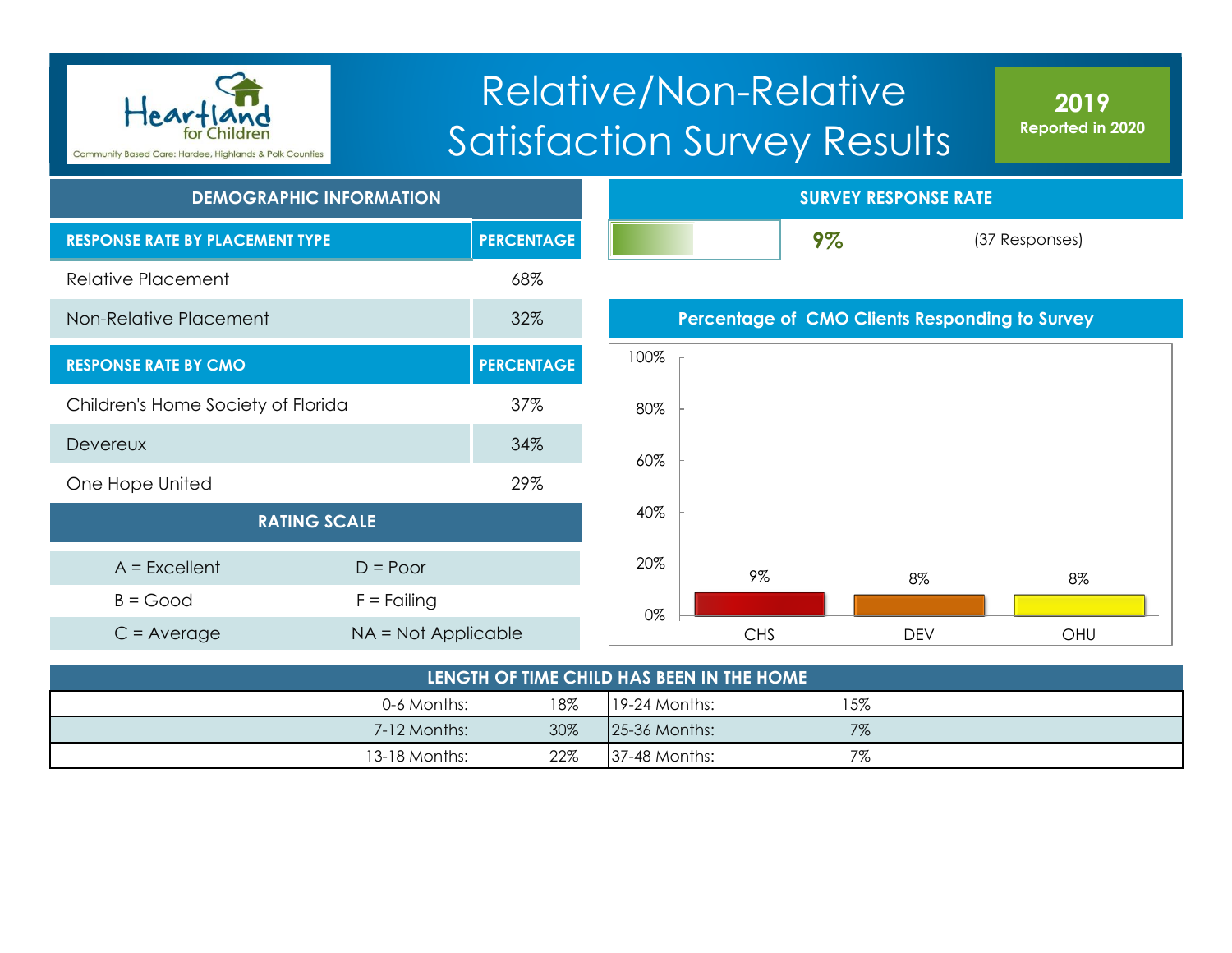Heartland for Children

Community Based Care: Hardee, Highlands & Polk Counties

# Relative/Non-Relative Satisfaction Survey Results

**2019**
**Reported in 2020**

## DEMOGRAPHIC INFORMATION

| RESPONSE RATE BY PLACEMENT TYPE | PERCENTAGE |
|---|---|
| Relative Placement | 68% |
| Non-Relative Placement | 32% |

| RESPONSE RATE BY CMO | PERCENTAGE |
|---|---|
| Children's Home Society of Florida | 37% |
| Devereux | 34% |
| One Hope United | 29% |

## RATING SCALE

| | |
|---|---|
| A = Excellent | D = Poor |
| B = Good | F = Failing |
| C = Average | NA = Not Applicable |

## SURVEY RESPONSE RATE

**9%** (37 Responses)

## Percentage of CMO Clients Responding to Survey

| CMO | Percentage |
|---|---|
| CHS | 9% |
| DEV | 8% |
| OHU | 8% |

## LENGTH OF TIME CHILD HAS BEEN IN THE HOME

| | | | |
|---|---|---|---|
| 0-6 Months: | 18% | 19-24 Months: | 15% |
| 7-12 Months: | 30% | 25-36 Months: | 7% |
| 13-18 Months: | 22% | 37-48 Months: | 7% |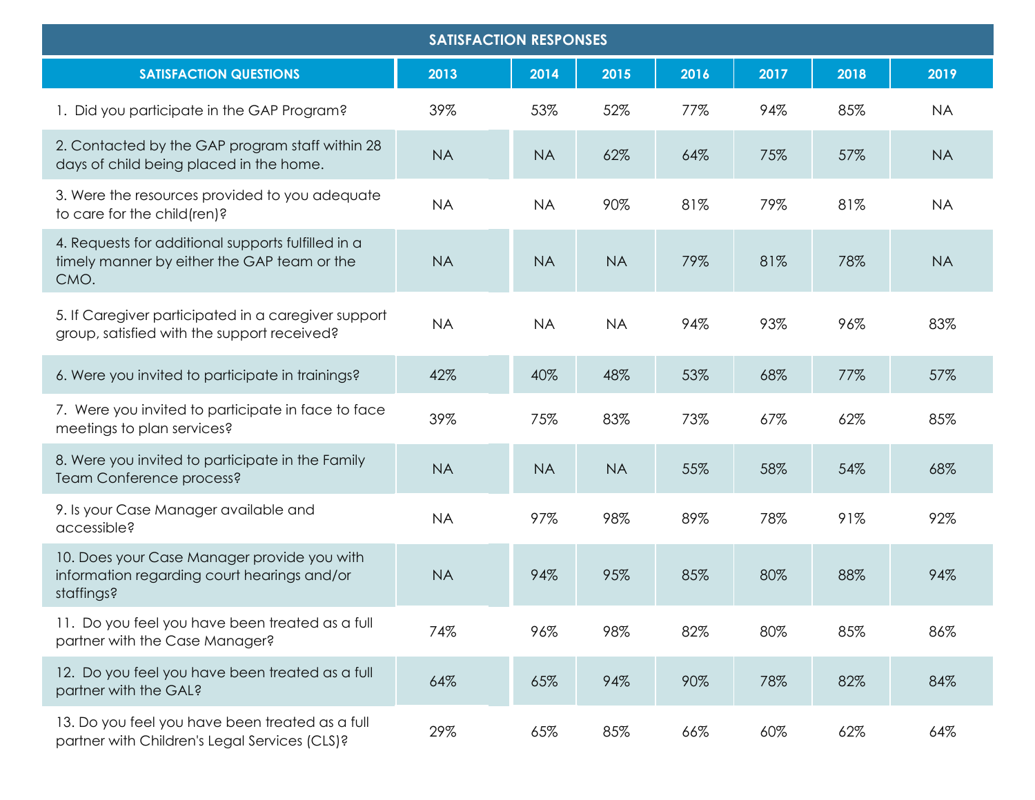| SATISFACTION RESPONSES | | | | | | | |
|---|---|---|---|---|---|---|---|
| SATISFACTION QUESTIONS | 2013 | 2014 | 2015 | 2016 | 2017 | 2018 | 2019 |
| 1. Did you participate in the GAP Program? | 39% | 53% | 52% | 77% | 94% | 85% | NA |
| 2. Contacted by the GAP program staff within 28 days of child being placed in the home. | NA | NA | 62% | 64% | 75% | 57% | NA |
| 3. Were the resources provided to you adequate to care for the child(ren)? | NA | NA | 90% | 81% | 79% | 81% | NA |
| 4. Requests for additional supports fulfilled in a timely manner by either the GAP team or the CMO. | NA | NA | NA | 79% | 81% | 78% | NA |
| 5. If Caregiver participated in a caregiver support group, satisfied with the support received? | NA | NA | NA | 94% | 93% | 96% | 83% |
| 6. Were you invited to participate in trainings? | 42% | 40% | 48% | 53% | 68% | 77% | 57% |
| 7. Were you invited to participate in face to face meetings to plan services? | 39% | 75% | 83% | 73% | 67% | 62% | 85% |
| 8. Were you invited to participate in the Family Team Conference process? | NA | NA | NA | 55% | 58% | 54% | 68% |
| 9. Is your Case Manager available and accessible? | NA | 97% | 98% | 89% | 78% | 91% | 92% |
| 10. Does your Case Manager provide you with information regarding court hearings and/or staffings? | NA | 94% | 95% | 85% | 80% | 88% | 94% |
| 11. Do you feel you have been treated as a full partner with the Case Manager? | 74% | 96% | 98% | 82% | 80% | 85% | 86% |
| 12. Do you feel you have been treated as a full partner with the GAL? | 64% | 65% | 94% | 90% | 78% | 82% | 84% |
| 13. Do you feel you have been treated as a full partner with Children's Legal Services (CLS)? | 29% | 65% | 85% | 66% | 60% | 62% | 64% |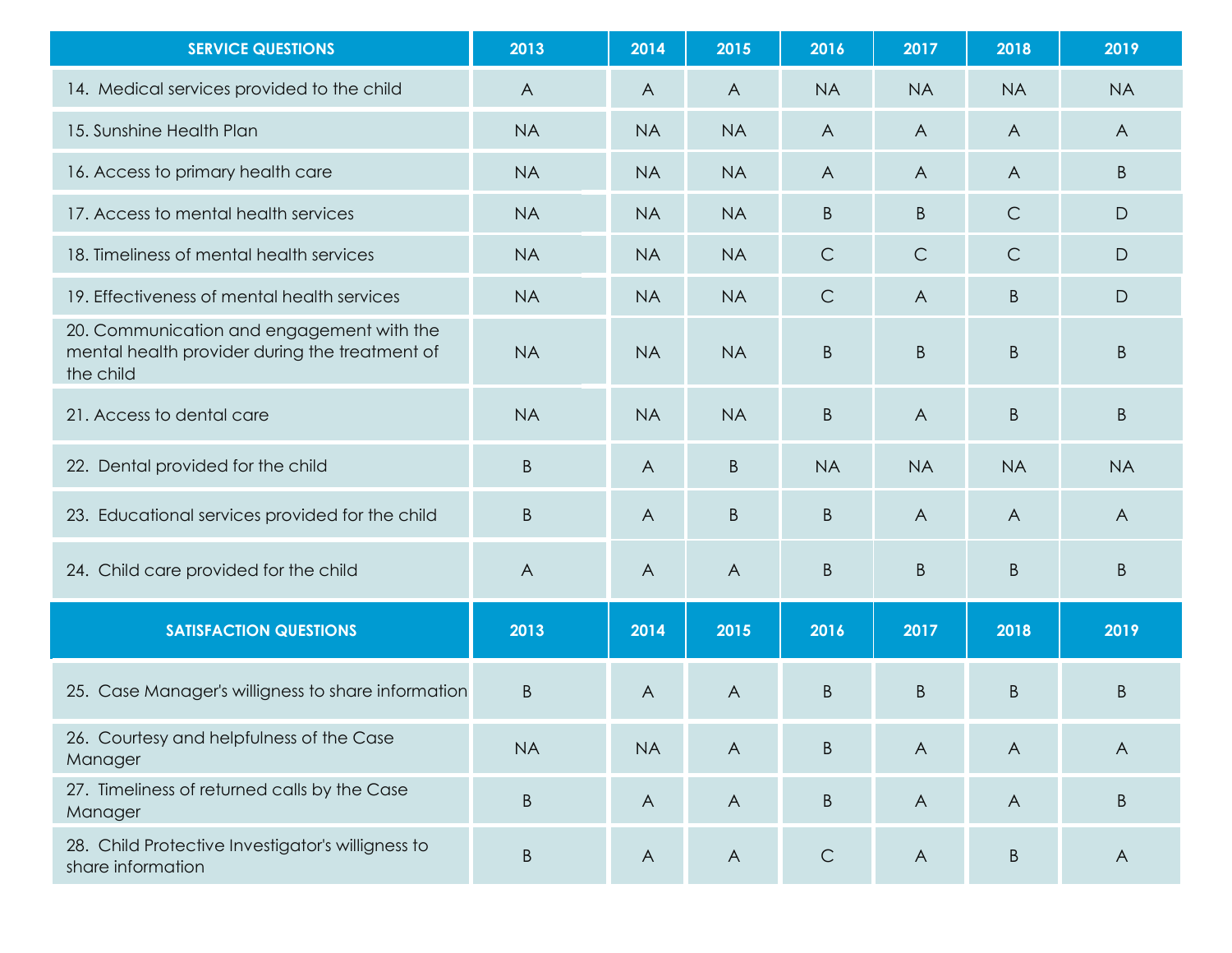| SERVICE QUESTIONS | 2013 | 2014 | 2015 | 2016 | 2017 | 2018 | 2019 |
|---|---|---|---|---|---|---|---|
| 14. Medical services provided to the child | A | A | A | NA | NA | NA | NA |
| 15. Sunshine Health Plan | NA | NA | NA | A | A | A | A |
| 16. Access to primary health care | NA | NA | NA | A | A | A | B |
| 17. Access to mental health services | NA | NA | NA | B | B | C | D |
| 18. Timeliness of mental health services | NA | NA | NA | C | C | C | D |
| 19. Effectiveness of mental health services | NA | NA | NA | C | A | B | D |
| 20. Communication and engagement with the mental health provider during the treatment of the child | NA | NA | NA | B | B | B | B |
| 21. Access to dental care | NA | NA | NA | B | A | B | B |
| 22. Dental provided for the child | B | A | B | NA | NA | NA | NA |
| 23. Educational services provided for the child | B | A | B | B | A | A | A |
| 24. Child care provided for the child | A | A | A | B | B | B | B |
| **SATISFACTION QUESTIONS** | **2013** | **2014** | **2015** | **2016** | **2017** | **2018** | **2019** |
| 25. Case Manager's willigness to share information | B | A | A | B | B | B | B |
| 26. Courtesy and helpfulness of the Case Manager | NA | NA | A | B | A | A | A |
| 27. Timeliness of returned calls by the Case Manager | B | A | A | B | A | A | B |
| 28. Child Protective Investigator's willigness to share information | B | A | A | C | A | B | A |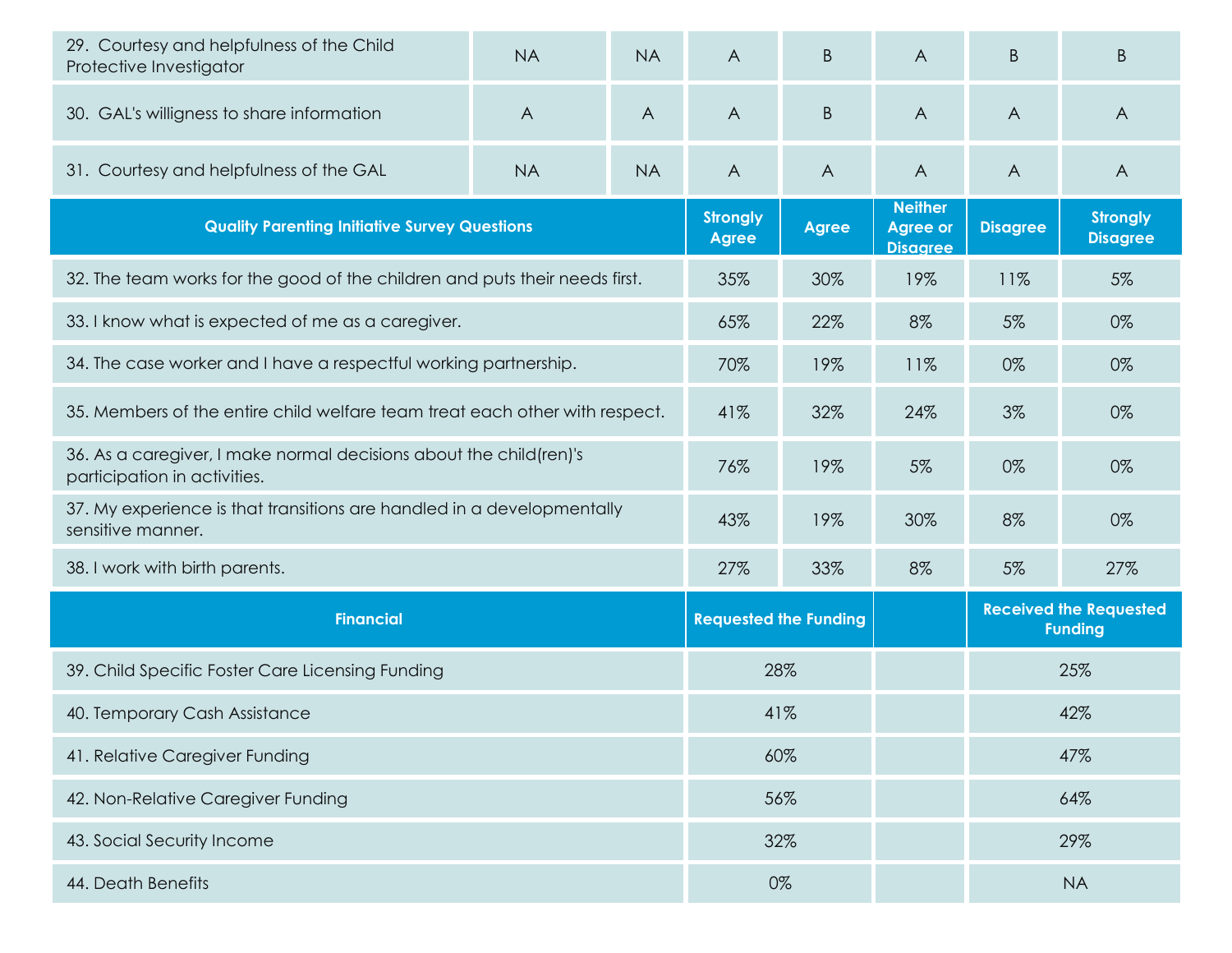| | | | | | | | |
|---|---|---|---|---|---|---|---|
| 29. Courtesy and helpfulness of the Child Protective Investigator | NA | NA | A | B | A | B | B |
| 30. GAL's willingness to share information | A | A | A | B | A | A | A |
| 31. Courtesy and helpfulness of the GAL | NA | NA | A | A | A | A | A |

| Quality Parenting Initiative Survey Questions | Strongly Agree | Agree | Neither Agree or Disagree | Disagree | Strongly Disagree |
|---|---|---|---|---|---|
| 32. The team works for the good of the children and puts their needs first. | 35% | 30% | 19% | 11% | 5% |
| 33. I know what is expected of me as a caregiver. | 65% | 22% | 8% | 5% | 0% |
| 34. The case worker and I have a respectful working partnership. | 70% | 19% | 11% | 0% | 0% |
| 35. Members of the entire child welfare team treat each other with respect. | 41% | 32% | 24% | 3% | 0% |
| 36. As a caregiver, I make normal decisions about the child(ren)'s participation in activities. | 76% | 19% | 5% | 0% | 0% |
| 37. My experience is that transitions are handled in a developmentally sensitive manner. | 43% | 19% | 30% | 8% | 0% |
| 38. I work with birth parents. | 27% | 33% | 8% | 5% | 27% |

| Financial | Requested the Funding | | Received the Requested Funding |
|---|---|---|---|
| 39. Child Specific Foster Care Licensing Funding | 28% | | 25% |
| 40. Temporary Cash Assistance | 41% | | 42% |
| 41. Relative Caregiver Funding | 60% | | 47% |
| 42. Non-Relative Caregiver Funding | 56% | | 64% |
| 43. Social Security Income | 32% | | 29% |
| 44. Death Benefits | 0% | | NA |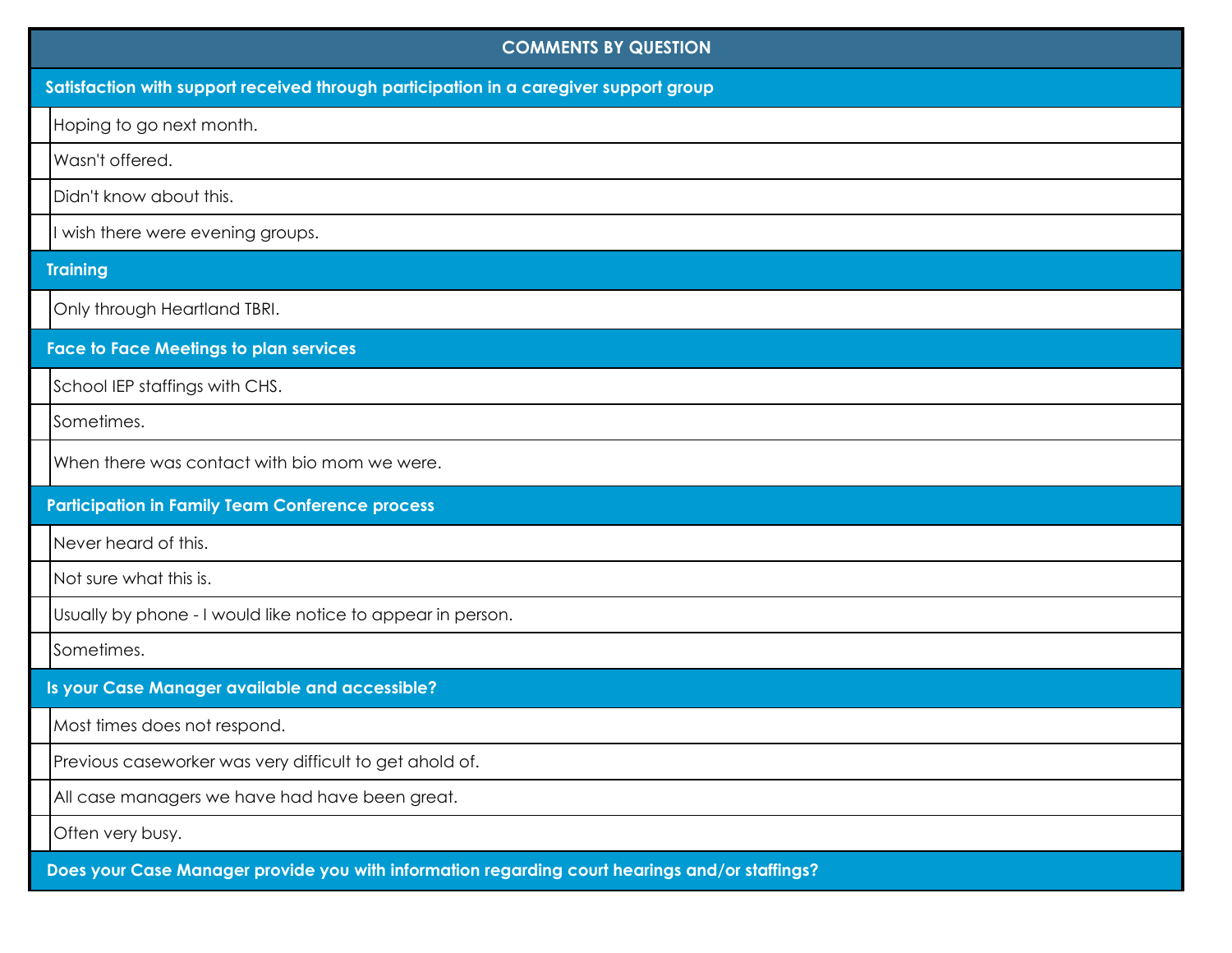| COMMENTS BY QUESTION |
| --- |
| **Satisfaction with support received through participation in a caregiver support group** |
| Hoping to go next month. |
| Wasn't offered. |
| Didn't know about this. |
| I wish there were evening groups. |
| **Training** |
| Only through Heartland TBRI. |
| **Face to Face Meetings to plan services** |
| School IEP staffings with CHS. |
| Sometimes. |
| When there was contact with bio mom we were. |
| **Participation in Family Team Conference process** |
| Never heard of this. |
| Not sure what this is. |
| Usually by phone - I would like notice to appear in person. |
| Sometimes. |
| **Is your Case Manager available and accessible?** |
| Most times does not respond. |
| Previous caseworker was very difficult to get ahold of. |
| All case managers we have had have been great. |
| Often very busy. |
| **Does your Case Manager provide you with information regarding court hearings and/or staffings?** |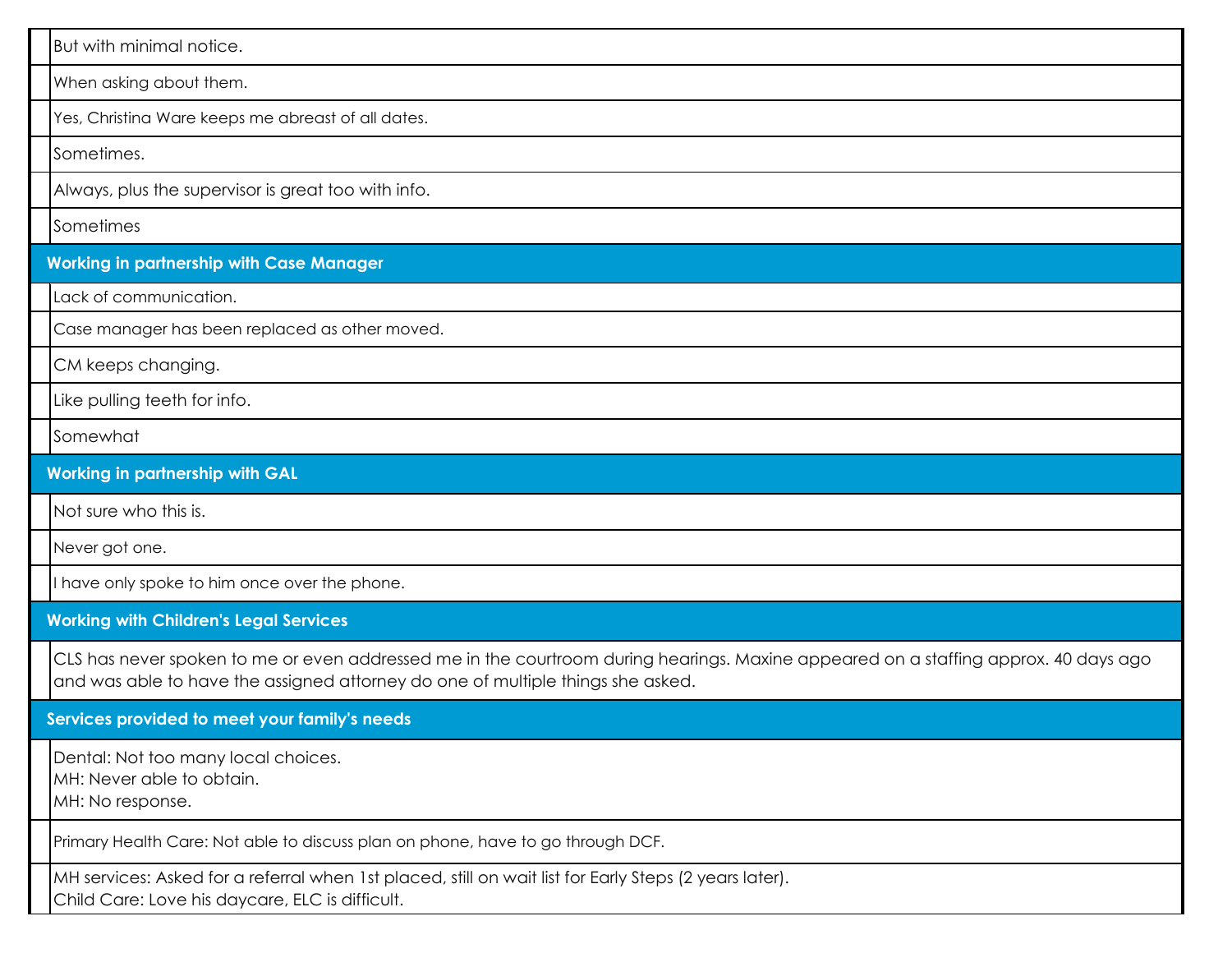| | |
|---|---|
| | But with minimal notice. |
| | When asking about them. |
| | Yes, Christina Ware keeps me abreast of all dates. |
| | Sometimes. |
| | Always, plus the supervisor is great too with info. |
| | Sometimes |
| **Working in partnership with Case Manager** | |
| | Lack of communication. |
| | Case manager has been replaced as other moved. |
| | CM keeps changing. |
| | Like pulling teeth for info. |
| | Somewhat |
| **Working in partnership with GAL** | |
| | Not sure who this is. |
| | Never got one. |
| | I have only spoke to him once over the phone. |
| **Working with Children's Legal Services** | |
| | CLS has never spoken to me or even addressed me in the courtroom during hearings. Maxine appeared on a staffing approx. 40 days ago and was able to have the assigned attorney do one of multiple things she asked. |
| **Services provided to meet your family's needs** | |
| | Dental: Not too many local choices.<br>MH: Never able to obtain.<br>MH: No response. |
| | Primary Health Care: Not able to discuss plan on phone, have to go through DCF. |
| | MH services: Asked for a referral when 1st placed, still on wait list for Early Steps (2 years later).<br>Child Care: Love his daycare, ELC is difficult. |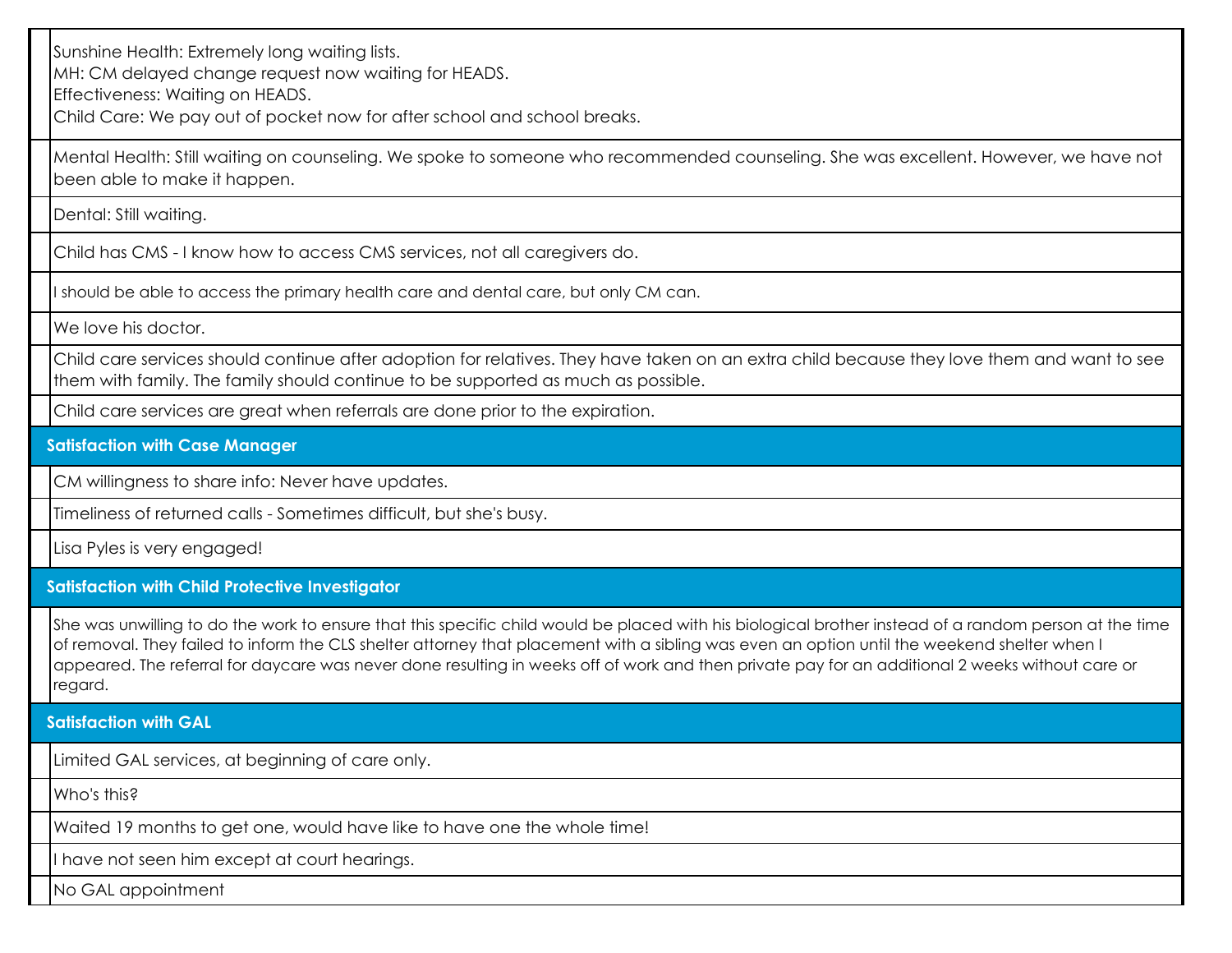| | |
|---|---|
| | Sunshine Health: Extremely long waiting lists.<br>MH: CM delayed change request now waiting for HEADS.<br>Effectiveness: Waiting on HEADS.<br>Child Care: We pay out of pocket now for after school and school breaks. |
| | Mental Health: Still waiting on counseling. We spoke to someone who recommended counseling. She was excellent. However, we have not been able to make it happen. |
| | Dental: Still waiting. |
| | Child has CMS - I know how to access CMS services, not all caregivers do. |
| | I should be able to access the primary health care and dental care, but only CM can. |
| | We love his doctor. |
| | Child care services should continue after adoption for relatives. They have taken on an extra child because they love them and want to see them with family. The family should continue to be supported as much as possible. |
| | Child care services are great when referrals are done prior to the expiration. |
| **Satisfaction with Case Manager** | |
| | CM willingness to share info: Never have updates. |
| | Timeliness of returned calls - Sometimes difficult, but she's busy. |
| | Lisa Pyles is very engaged! |
| **Satisfaction with Child Protective Investigator** | |
| | She was unwilling to do the work to ensure that this specific child would be placed with his biological brother instead of a random person at the time of removal. They failed to inform the CLS shelter attorney that placement with a sibling was even an option until the weekend shelter when I appeared. The referral for daycare was never done resulting in weeks off of work and then private pay for an additional 2 weeks without care or regard. |
| **Satisfaction with GAL** | |
| | Limited GAL services, at beginning of care only. |
| | Who's this? |
| | Waited 19 months to get one, would have like to have one the whole time! |
| | I have not seen him except at court hearings. |
| | No GAL appointment |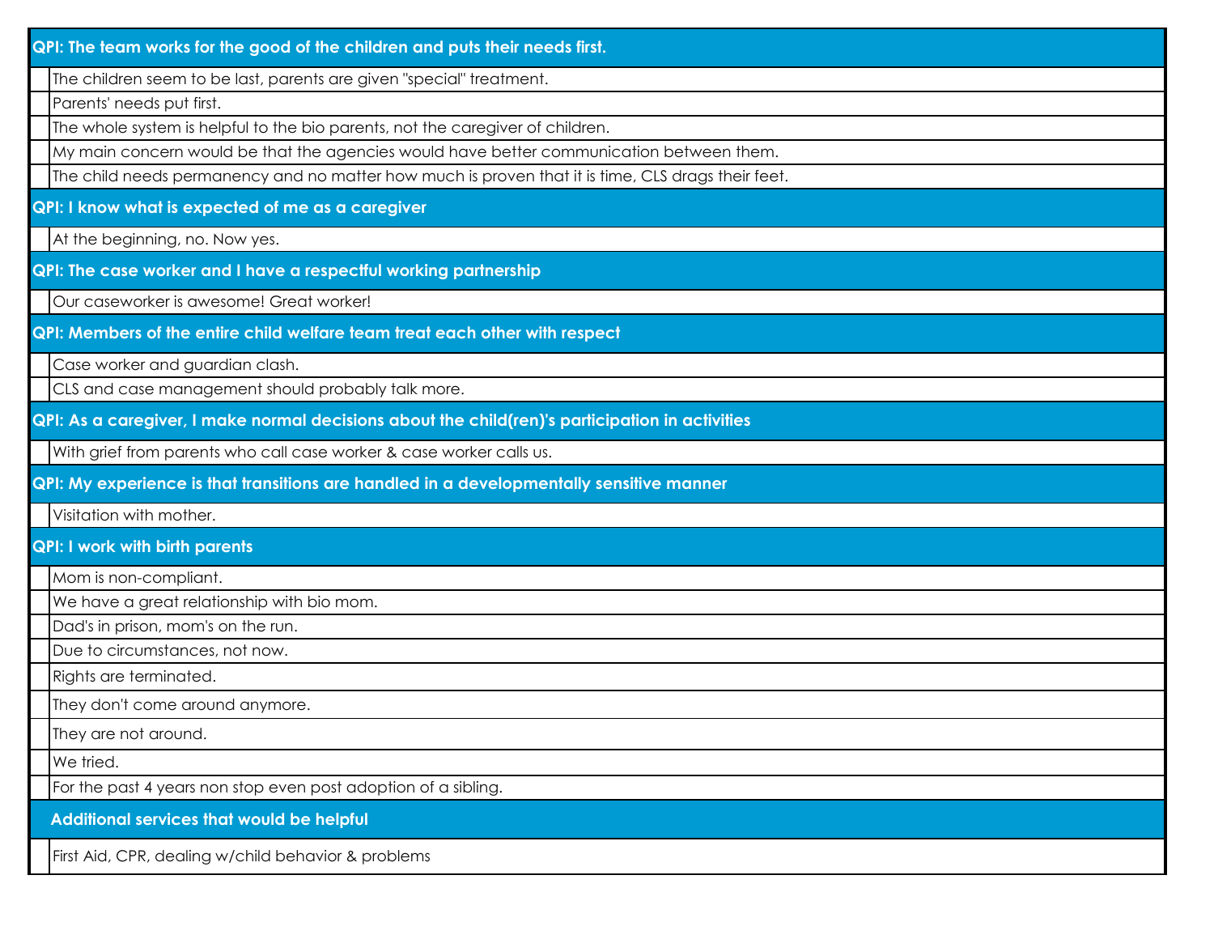| QPI: The team works for the good of the children and puts their needs first. | |
|---|---|
| | The children seem to be last, parents are given "special" treatment. |
| | Parents' needs put first. |
| | The whole system is helpful to the bio parents, not the caregiver of children. |
| | My main concern would be that the agencies would have better communication between them. |
| | The child needs permanency and no matter how much is proven that it is time, CLS drags their feet. |
| **QPI: I know what is expected of me as a caregiver** | |
| | At the beginning, no. Now yes. |
| **QPI: The case worker and I have a respectful working partnership** | |
| | Our caseworker is awesome! Great worker! |
| **QPI: Members of the entire child welfare team treat each other with respect** | |
| | Case worker and guardian clash. |
| | CLS and case management should probably talk more. |
| **QPI: As a caregiver, I make normal decisions about the child(ren)'s participation in activities** | |
| | With grief from parents who call case worker & case worker calls us. |
| **QPI: My experience is that transitions are handled in a developmentally sensitive manner** | |
| | Visitation with mother. |
| **QPI: I work with birth parents** | |
| | Mom is non-compliant. |
| | We have a great relationship with bio mom. |
| | Dad's in prison, mom's on the run. |
| | Due to circumstances, not now. |
| | Rights are terminated. |
| | They don't come around anymore. |
| | They are not around. |
| | We tried. |
| | For the past 4 years non stop even post adoption of a sibling. |
| **Additional services that would be helpful** | |
| | First Aid, CPR, dealing w/child behavior & problems |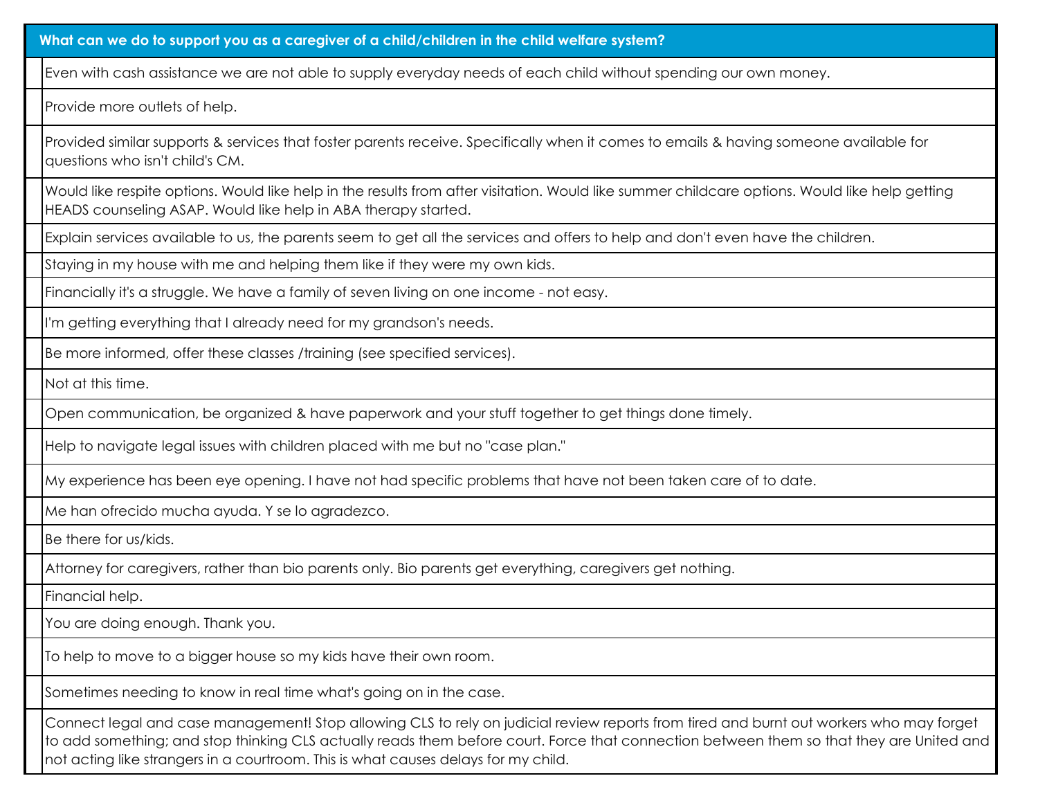| What can we do to support you as a caregiver of a child/children in the child welfare system? |
|---|
| Even with cash assistance we are not able to supply everyday needs of each child without spending our own money. |
| Provide more outlets of help. |
| Provided similar supports & services that foster parents receive. Specifically when it comes to emails & having someone available for questions who isn't child's CM. |
| Would like respite options. Would like help in the results from after visitation. Would like summer childcare options. Would like help getting HEADS counseling ASAP. Would like help in ABA therapy started. |
| Explain services available to us, the parents seem to get all the services and offers to help and don't even have the children. |
| Staying in my house with me and helping them like if they were my own kids. |
| Financially it's a struggle. We have a family of seven living on one income - not easy. |
| I'm getting everything that I already need for my grandson's needs. |
| Be more informed, offer these classes /training (see specified services). |
| Not at this time. |
| Open communication, be organized & have paperwork and your stuff together to get things done timely. |
| Help to navigate legal issues with children placed with me but no "case plan." |
| My experience has been eye opening. I have not had specific problems that have not been taken care of to date. |
| Me han ofrecido mucha ayuda. Y se lo agradezco. |
| Be there for us/kids. |
| Attorney for caregivers, rather than bio parents only. Bio parents get everything, caregivers get nothing. |
| Financial help. |
| You are doing enough. Thank you. |
| To help to move to a bigger house so my kids have their own room. |
| Sometimes needing to know in real time what's going on in the case. |
| Connect legal and case management! Stop allowing CLS to rely on judicial review reports from tired and burnt out workers who may forget to add something; and stop thinking CLS actually reads them before court. Force that connection between them so that they are United and not acting like strangers in a courtroom. This is what causes delays for my child. |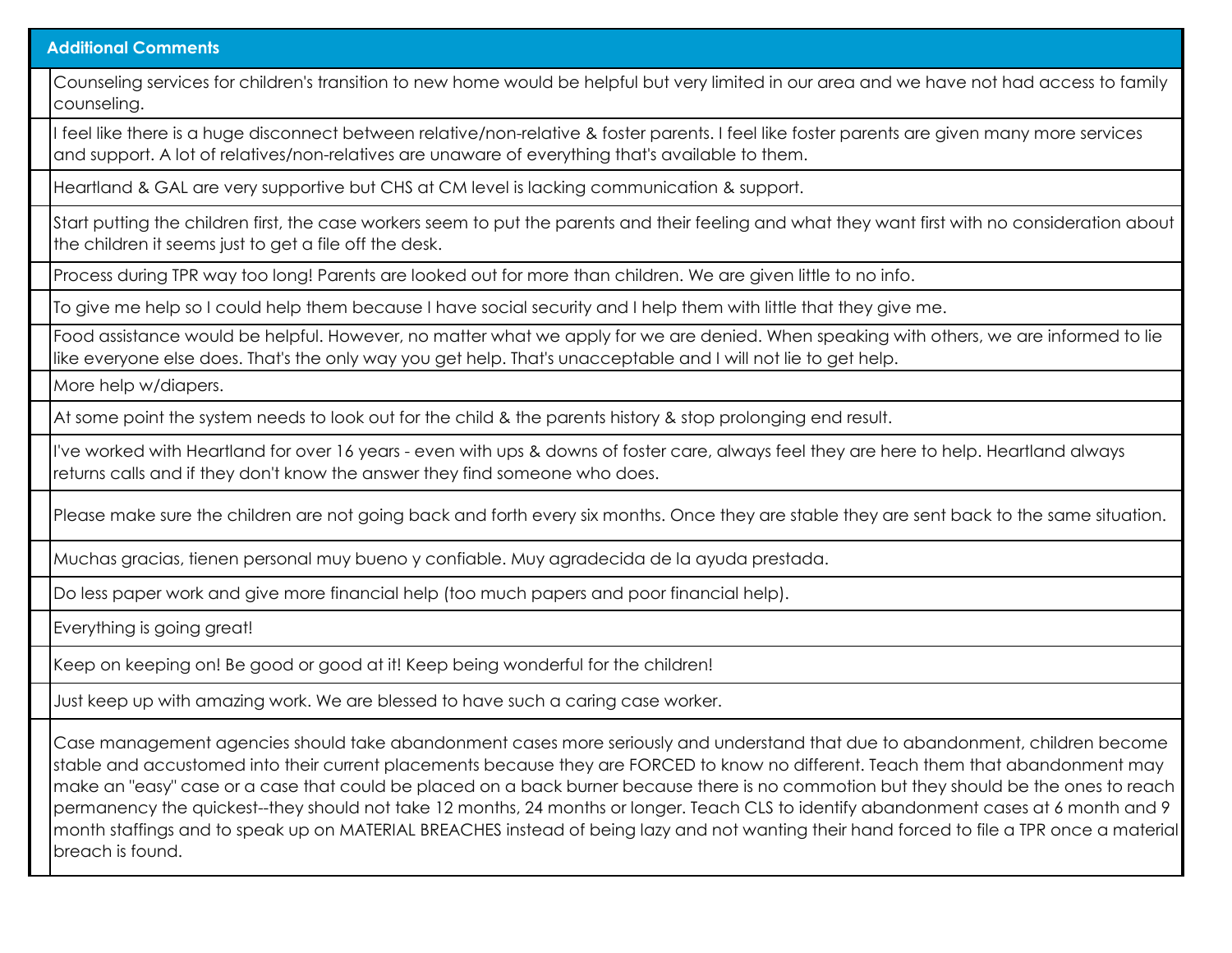| Additional Comments |
| --- |
| Counseling services for children's transition to new home would be helpful but very limited in our area and we have not had access to family counseling. |
| I feel like there is a huge disconnect between relative/non-relative & foster parents. I feel like foster parents are given many more services and support. A lot of relatives/non-relatives are unaware of everything that's available to them. |
| Heartland & GAL are very supportive but CHS at CM level is lacking communication & support. |
| Start putting the children first, the case workers seem to put the parents and their feeling and what they want first with no consideration about the children it seems just to get a file off the desk. |
| Process during TPR way too long! Parents are looked out for more than children. We are given little to no info. |
| To give me help so I could help them because I have social security and I help them with little that they give me. |
| Food assistance would be helpful. However, no matter what we apply for we are denied. When speaking with others, we are informed to lie like everyone else does. That's the only way you get help. That's unacceptable and I will not lie to get help. |
| More help w/diapers. |
| At some point the system needs to look out for the child & the parents history & stop prolonging end result. |
| I've worked with Heartland for over 16 years - even with ups & downs of foster care, always feel they are here to help. Heartland always returns calls and if they don't know the answer they find someone who does. |
| Please make sure the children are not going back and forth every six months. Once they are stable they are sent back to the same situation. |
| Muchas gracias, tienen personal muy bueno y confiable. Muy agradecida de la ayuda prestada. |
| Do less paper work and give more financial help (too much papers and poor financial help). |
| Everything is going great! |
| Keep on keeping on! Be good or good at it! Keep being wonderful for the children! |
| Just keep up with amazing work. We are blessed to have such a caring case worker. |
| Case management agencies should take abandonment cases more seriously and understand that due to abandonment, children become stable and accustomed into their current placements because they are FORCED to know no different. Teach them that abandonment may make an "easy" case or a case that could be placed on a back burner because there is no commotion but they should be the ones to reach permanency the quickest--they should not take 12 months, 24 months or longer. Teach CLS to identify abandonment cases at 6 month and 9 month staffings and to speak up on MATERIAL BREACHES instead of being lazy and not wanting their hand forced to file a TPR once a material breach is found. |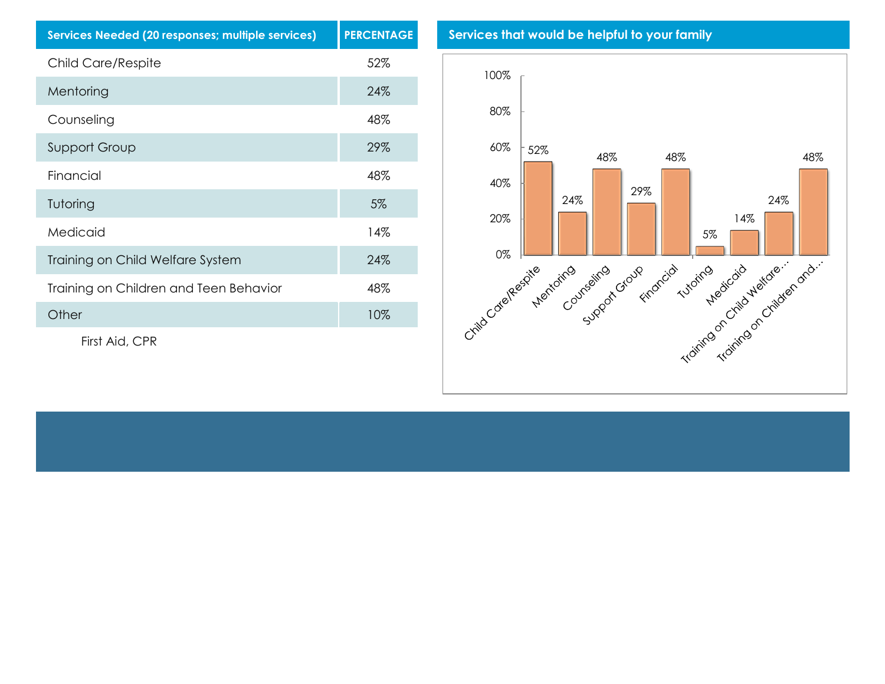| Services Needed (20 responses; multiple services) | PERCENTAGE |
| --- | --- |
| Child Care/Respite | 52% |
| Mentoring | 24% |
| Counseling | 48% |
| Support Group | 29% |
| Financial | 48% |
| Tutoring | 5% |
| Medicaid | 14% |
| Training on Child Welfare System | 24% |
| Training on Children and Teen Behavior | 48% |
| Other | 10% |

First Aid, CPR

**Services that would be helpful to your family**

100%
80%
60%
40%
20%
0%

52%
24%
48%
29%
48%
5%
14%
24%
48%

Child Care/Respite
Mentoring
Counseling
Support Group
Financial
Tutoring
Medicaid
Training on Child Welfare...
Training on Children and...